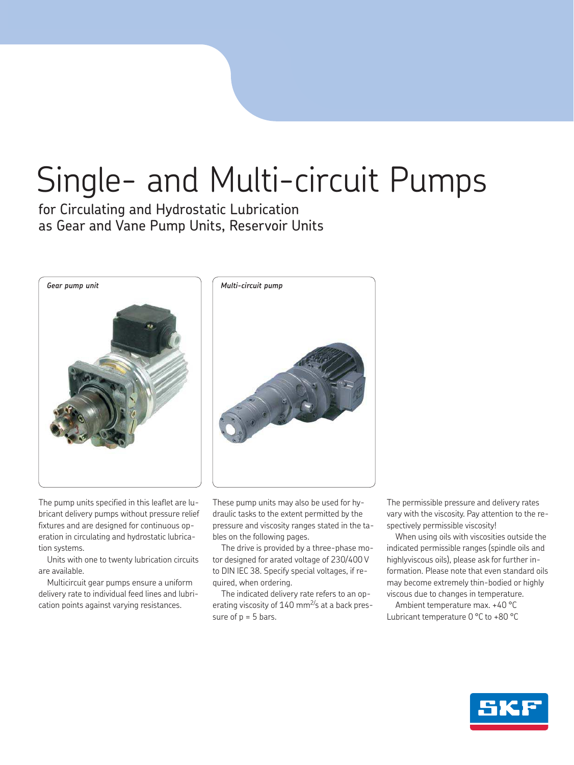# Single- and Multi-circuit Pumps

## for Circulating and Hydrostatic Lubrication as Gear and Vane Pump Units, Reservoir Units

*Gear pump unit*

*Multi-circuit pump*

The pump units specified in this leaflet are lubricant delivery pumps without pressure relief fixtures and are designed for continuous operation in circulating and hydrostatic lubrication systems.

Units with one to twenty lubrication circuits are available.

Multicircuit gear pumps ensure a uniform delivery rate to individual feed lines and lubrication points against varying resistances.

These pump units may also be used for hydraulic tasks to the extent permitted by the pressure and viscosity ranges stated in the tables on the following pages.

The drive is provided by a three-phase motor designed for arated voltage of 230/400 V to DIN IEC 38. Specify special voltages, if required, when ordering.

The indicated delivery rate refers to an operating viscosity of 140 $mm^2/s$ at a back pressure of p = 5 bars.

The permissible pressure and delivery rates vary with the viscosity. Pay attention to the respectively permissible viscosity!

When using oils with viscosities outside the indicated permissible ranges (spindle oils and highlyviscous oils), please ask for further information. Please note that even standard oils may become extremely thin-bodied or highly viscous due to changes in temperature.

Ambient temperature max. +40 °C
Lubricant temperature 0 °C to +80 °C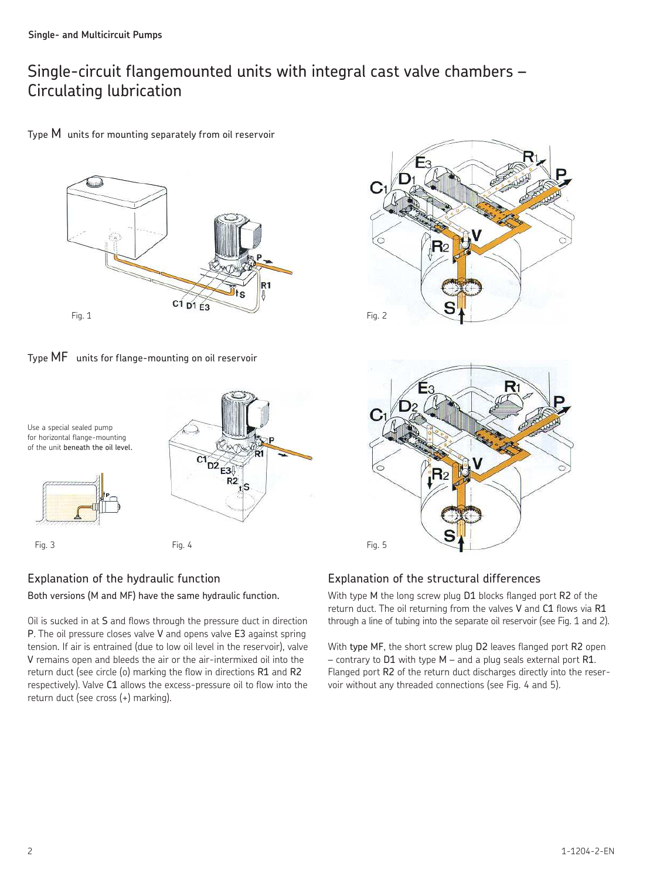# Single-circuit flangemounted units with integral cast valve chambers – Circulating lubrication

Type M units for mounting separately from oil reservoir

Fig. 1

Fig. 2

Type MF units for flange-mounting on oil reservoir

Use a special sealed pump for horizontal flange-mounting of the unit **beneath the oil level.**

Fig. 3

Fig. 4

Fig. 5

## Explanation of the hydraulic function

**Both versions (M and MF) have the same hydraulic function.**

Oil is sucked in at S and flows through the pressure duct in direction P. The oil pressure closes valve V and opens valve E3 against spring tension. If air is entrained (due to low oil level in the reservoir), valve V remains open and bleeds the air or the air-intermixed oil into the return duct (see circle (o) marking the flow in directions R1 and R2 respectively). Valve C1 allows the excess-pressure oil to flow into the return duct (see cross (+) marking).

## Explanation of the structural differences

With type M the long screw plug D1 blocks flanged port R2 of the return duct. The oil returning from the valves V and C1 flows via R1 through a line of tubing into the separate oil reservoir (see Fig. 1 and 2).

With **type MF**, the short screw plug D2 leaves flanged port R2 open – contrary to D1 with type M – and a plug seals external port R1. Flanged port R2 of the return duct discharges directly into the reservoir without any threaded connections (see Fig. 4 and 5).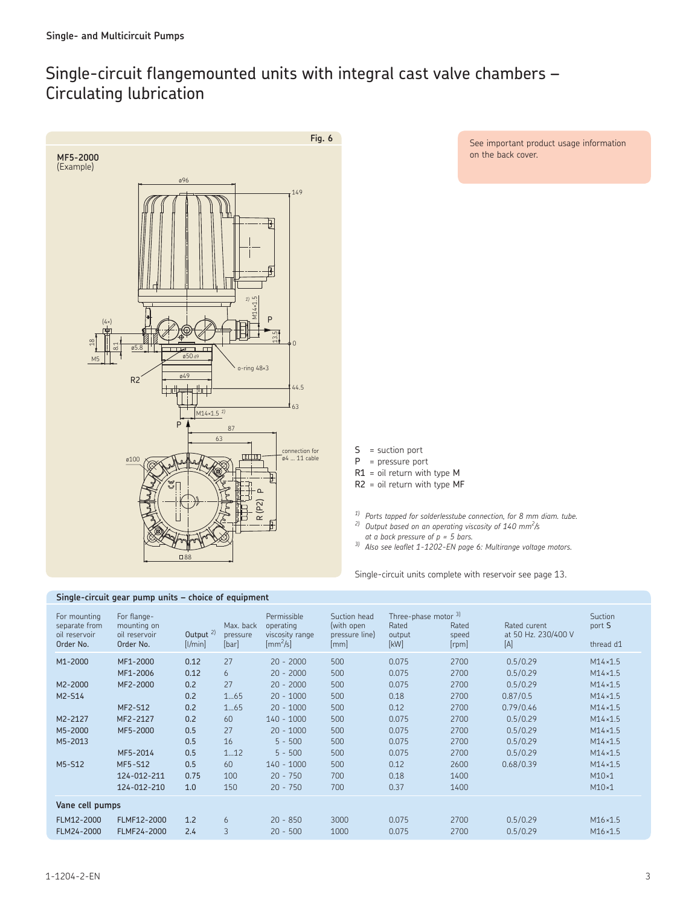# Single-circuit flangemounted units with integral cast valve chambers – Circulating lubrication

Fig. 6

MF5-2000
(Example)

See important product usage information on the back cover.

S = suction port
P = pressure port
R1 = oil return with type M
R2 = oil return with type MF

*1) Ports tapped for solderlesstube connection, for 8 mm diam. tube.*
*2) Output based on an operating viscosity of 140 $mm^2/s$ at a back pressure of p = 5 bars.*
*3) Also see leaflet 1-1202-EN page 6: Multirange voltage motors.*

Single-circuit units complete with reservoir see page 13.

**Single-circuit gear pump units – choice of equipment**

| For mounting separate from oil reservoir Order No. | For flange-mounting on oil reservoir Order No. | Output [2] [l/min] | Max. back pressure [bar] | Permissible operating viscosity range [$mm^2/s$] | Suction head (with open pressure line) [mm] | Three-phase motor [3] Rated output [kW] | Rated speed [rpm] | Rated curent at 50 Hz. 230/400 V [A] | Suction port S thread d1 |
|---|---|---|---|---|---|---|---|---|---|
| M1-2000 | MF1-2000 | 0.12 | 27 | 20 - 2000 | 500 | 0.075 | 2700 | 0.5/0.29 | M14×1.5 |
| | MF1-2006 | 0.12 | 6 | 20 - 2000 | 500 | 0.075 | 2700 | 0.5/0.29 | M14×1.5 |
| M2-2000 | MF2-2000 | 0.2 | 27 | 20 - 2000 | 500 | 0.075 | 2700 | 0.5/0.29 | M14×1.5 |
| M2-S14 | | 0.2 | 1…65 | 20 - 1000 | 500 | 0.18 | 2700 | 0.87/0.5 | M14×1.5 |
| | MF2-S12 | 0.2 | 1…65 | 20 - 1000 | 500 | 0.12 | 2700 | 0.79/0.46 | M14×1.5 |
| M2-2127 | MF2-2127 | 0.2 | 60 | 140 - 1000 | 500 | 0.075 | 2700 | 0.5/0.29 | M14×1.5 |
| M5-2000 | MF5-2000 | 0.5 | 27 | 20 - 1000 | 500 | 0.075 | 2700 | 0.5/0.29 | M14×1.5 |
| M5-2013 | | 0.5 | 16 | 5 - 500 | 500 | 0.075 | 2700 | 0.5/0.29 | M14×1.5 |
| | MF5-2014 | 0.5 | 1…12 | 5 - 500 | 500 | 0.075 | 2700 | 0.5/0.29 | M14×1.5 |
| M5-S12 | MF5-S12 | 0.5 | 60 | 140 - 1000 | 500 | 0.12 | 2600 | 0.68/0.39 | M14×1.5 |
| | 124-012-211 | 0.75 | 100 | 20 - 750 | 700 | 0.18 | 1400 | | M10×1 |
| | 124-012-210 | 1.0 | 150 | 20 - 750 | 700 | 0.37 | 1400 | | M10×1 |
| **Vane cell pumps** | | | | | | | | | |
| FLM12-2000 | FLMF12-2000 | 1.2 | 6 | 20 - 850 | 3000 | 0.075 | 2700 | 0.5/0.29 | M16×1.5 |
| FLM24-2000 | FLMF24-2000 | 2.4 | 3 | 20 - 500 | 1000 | 0.075 | 2700 | 0.5/0.29 | M16×1.5 |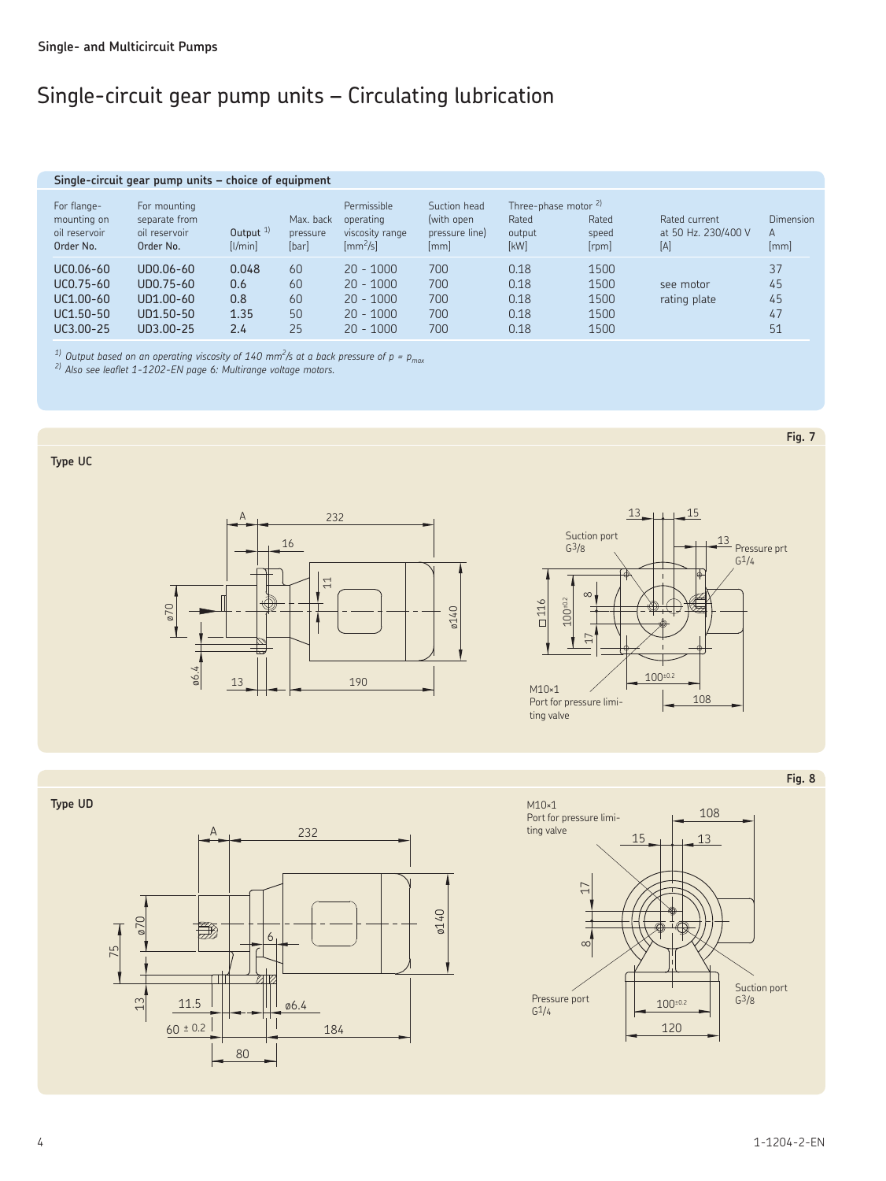## Single- and Multicircuit Pumps

# Single-circuit gear pump units – Circulating lubrication

**Single-circuit gear pump units – choice of equipment**

| For flange-mounting on oil reservoir Order No. | For mounting separate from oil reservoir Order No. | Output [1] [l/min] | Max. back pressure [bar] | Permissible operating viscosity range [$mm^2/s$] | Suction head (with open pressure line) [mm] | Three-phase motor [2] Rated output [kW] | Rated speed [rpm] | Rated current at 50 Hz. 230/400 V [A] | Dimension A [mm] |
|---|---|---|---|---|---|---|---|---|---|
| UC0.06-60 | UD0.06-60 | 0.048 | 60 | 20 - 1000 | 700 | 0.18 | 1500 | see motor rating plate | 37 |
| UC0.75-60 | UD0.75-60 | 0.6 | 60 | 20 - 1000 | 700 | 0.18 | 1500 | | 45 |
| UC1.00-60 | UD1.00-60 | 0.8 | 60 | 20 - 1000 | 700 | 0.18 | 1500 | | 45 |
| UC1.50-50 | UD1.50-50 | 1.35 | 50 | 20 - 1000 | 700 | 0.18 | 1500 | | 47 |
| UC3.00-25 | UD3.00-25 | 2.4 | 25 | 20 - 1000 | 700 | 0.18 | 1500 | | 51 |

*[1] Output based on an operating viscosity of 140 $mm^2/s$ at a back pressure of $p = p_{max}$*
*[2] Also see leaflet 1-1202-EN page 6: Multirange voltage motors.*

**Fig. 7**

**Type UC**

**Fig. 8**

**Type UD**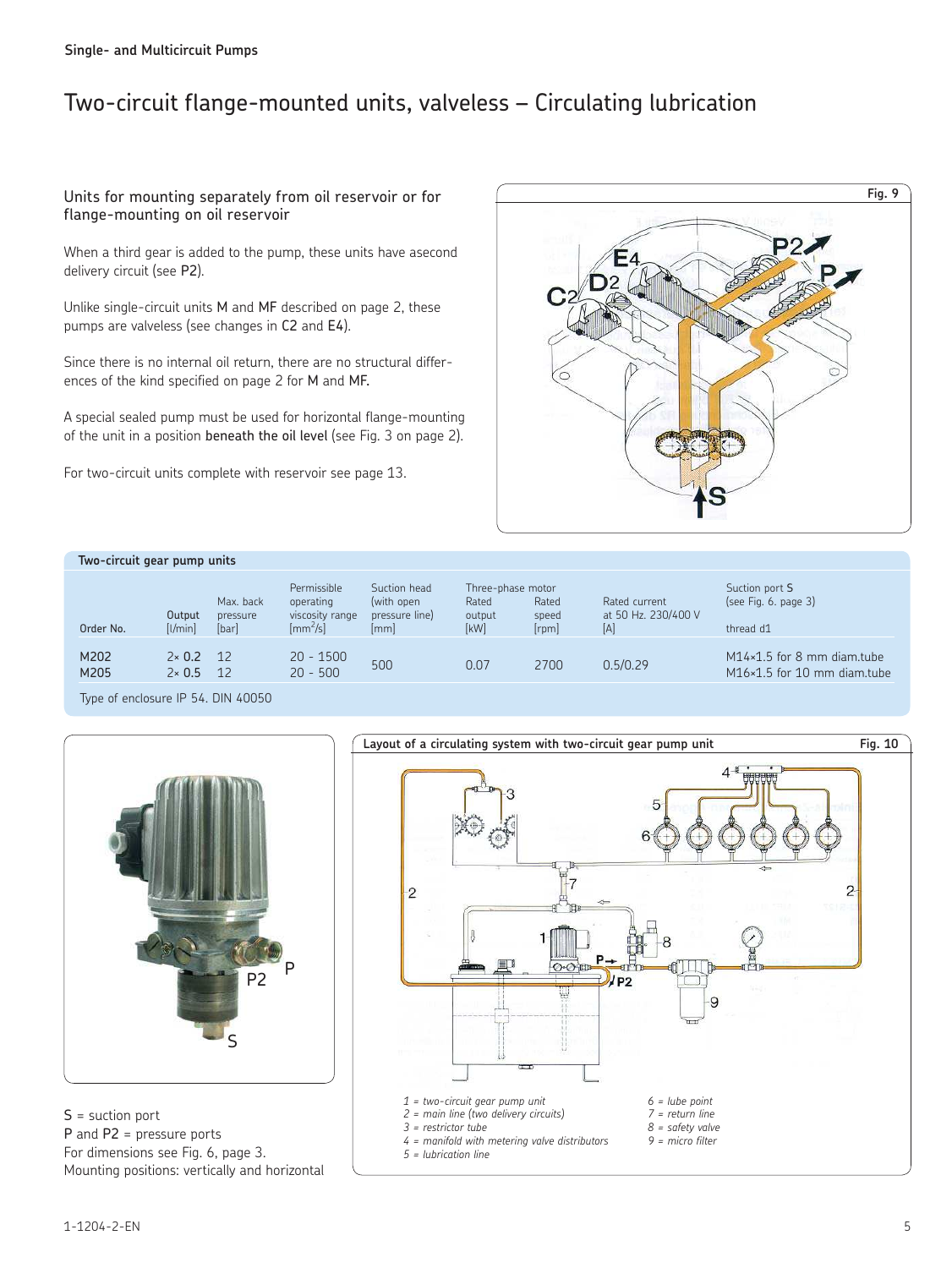# Two-circuit flange-mounted units, valveless – Circulating lubrication

## Units for mounting separately from oil reservoir or for flange-mounting on oil reservoir

When a third gear is added to the pump, these units have asecond delivery circuit (see **P2**).

Unlike single-circuit units **M** and **MF** described on page 2, these pumps are valveless (see changes in **C2** and **E4**).

Since there is no internal oil return, there are no structural differences of the kind specified on page 2 for **M** and **MF.**

A special sealed pump must be used for horizontal flange-mounting of the unit in a position **beneath the oil level** (see Fig. 3 on page 2).

For two-circuit units complete with reservoir see page 13.

Fig. 9

**Two-circuit gear pump units**

| Order No. | Output [l/min] | Max. back pressure [bar] | Permissible operating viscosity range [$mm^2/s$] | Suction head (with open pressure line) [mm] | Three-phase motor Rated output [kW] | Rated speed [rpm] | Rated current at 50 Hz. 230/400 V [A] | Suction port **S** (see Fig. 6. page 3) thread d1 |
|---|---|---|---|---|---|---|---|---|
| M202 | 2× 0.2 | 12 | 20 - 1500 | 500 | 0.07 | 2700 | 0.5/0.29 | M14×1.5 for 8 mm diam.tube |
| M205 | 2× 0.5 | 12 | 20 - 500 | | | | | M16×1.5 for 10 mm diam.tube |

Type of enclosure IP 54. DIN 40050

S = suction port
P and P2 = pressure ports
For dimensions see Fig. 6, page 3.
Mounting positions: vertically and horizontal

**Layout of a circulating system with two-circuit gear pump unit** Fig. 10

*1 = two-circuit gear pump unit*
*2 = main line (two delivery circuits)*
*3 = restrictor tube*
*4 = manifold with metering valve distributors*
*5 = lubrication line*
*6 = lube point*
*7 = return line*
*8 = safety valve*
*9 = micro filter*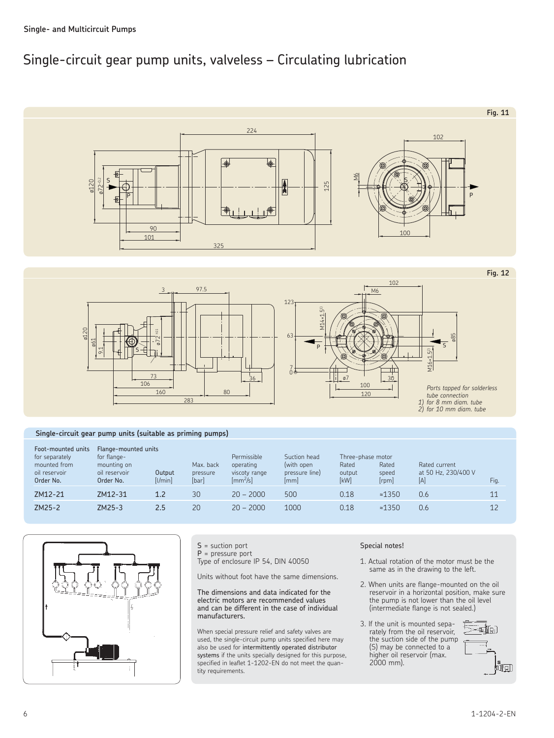**Single- and Multicircuit Pumps**

# Single-circuit gear pump units, valveless – Circulating lubrication

Fig. 11

Fig. 12

Ports tapped for solderless tube connection
1) for 8 mm diam. tube
2) for 10 mm diam. tube

## Single-circuit gear pump units (suitable as priming pumps)

| Foot-mounted units for separately mounted from oil reservoir Order No. | Flange-mounted units for flange-mounting on oil reservoir Order No. | Output [l/min] | Max. back pressure [bar] | Permissible operating viscoty range [mm²/s] | Suction head (with open pressure line) [mm] | Three-phase motor Rated output [kW] | Rated speed [rpm] | Rated current at 50 Hz, 230/400 V [A] | Fig. |
|---|---|---|---|---|---|---|---|---|---|
| ZM12-21 | ZM12-31 | 1.2 | 30 | 20 – 2000 | 500 | 0.18 | ≈1350 | 0.6 | 11 |
| ZM25-2 | ZM25-3 | 2.5 | 20 | 20 – 2000 | 1000 | 0.18 | ≈1350 | 0.6 | 12 |

S = suction port
P = pressure port
Type of enclosure IP 54, DIN 40050

Units without foot have the same dimensions.

**The dimensions and data indicated for the electric motors are recommended values and can be different in the case of individual manufacturers.**

When special pressure relief and safety valves are used, the single-circuit pump units specified here may also be used for **intermittently operated distributor systems** if the units specially designed for this purpose, specified in leaflet 1-1202-EN do not meet the quantity requirements.

Special notes!

1. Actual rotation of the motor must be the same as in the drawing to the left.
2. When units are flange-mounted on the oil reservoir in a horizontal position, make sure the pump is not lower than the oil level (intermediate flange is not sealed.)
3. If the unit is mounted separately from the oil reservoir, the suction side of the pump (S) may be connected to a higher oil reservoir (max. 2000 mm).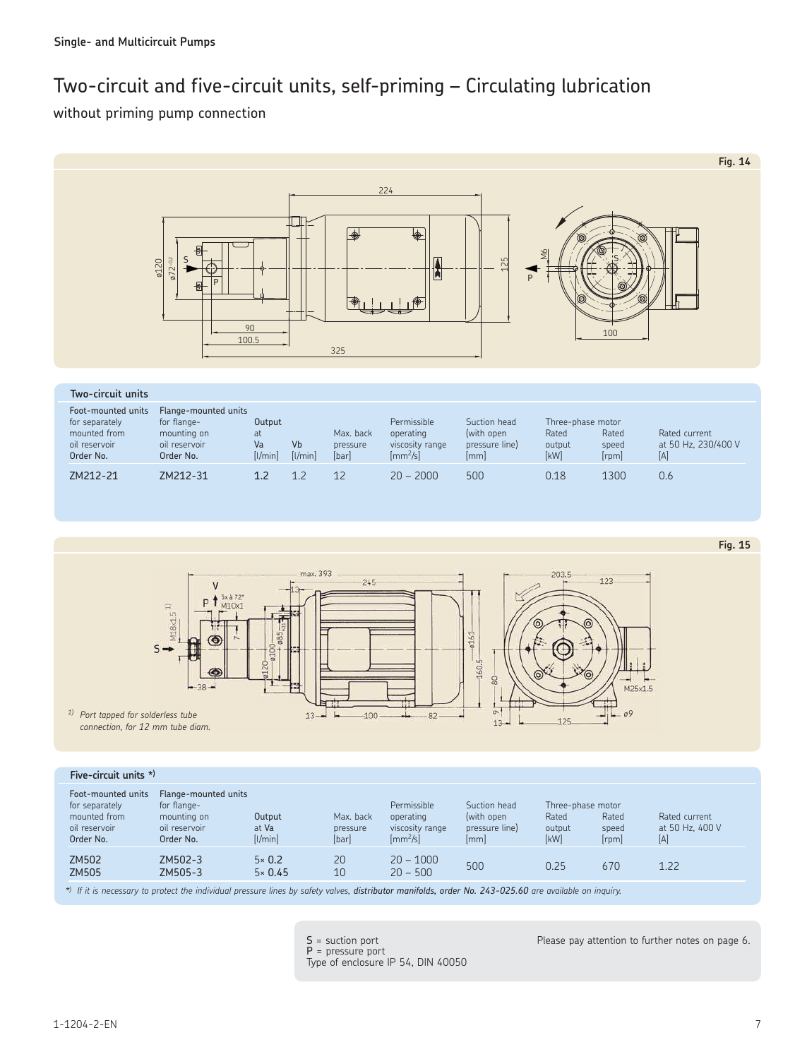**Single- and Multicircuit Pumps**

# Two-circuit and five-circuit units, self-priming – Circulating lubrication

without priming pump connection

Fig. 14

## Two-circuit units

| Foot-mounted units for separately mounted from oil reservoir Order No. | Flange-mounted units for flange-mounting on oil reservoir Order No. | Output at Va [l/min] | Vb [l/min] | Max. back pressure [bar] | Permissible operating viscosity range [mm²/s] | Suction head (with open pressure line) [mm] | Three-phase motor Rated output [kW] | Rated speed [rpm] | Rated current at 50 Hz, 230/400 V [A] |
|---|---|---|---|---|---|---|---|---|---|
| ZM212-21 | ZM212-31 | 1.2 | 1.2 | 12 | 20 – 2000 | 500 | 0.18 | 1300 | 0.6 |

Fig. 15

[1] *Port tapped for solderless tube connection, for 12 mm tube diam.*

## Five-circuit units *)

| Foot-mounted units for separately mounted from oil reservoir Order No. | Flange-mounted units for flange-mounting on oil reservoir Order No. | Output at Va [l/min] | Max. back pressure [bar] | Permissible operating viscosity range [mm²/s] | Suction head (with open pressure line) [mm] | Three-phase motor Rated output [kW] | Rated speed [rpm] | Rated current at 50 Hz, 400 V [A] |
|---|---|---|---|---|---|---|---|---|
| ZM502 | ZM502-3 | 5× 0.2 | 20 | 20 – 1000 | 500 | 0.25 | 670 | 1.22 |
| ZM505 | ZM505-3 | 5× 0.45 | 10 | 20 – 500 | | | | |

*) *If it is necessary to protect the individual pressure lines by safety valves, **distributor manifolds, order No. 243-025.60** are available on inquiry.*

S = suction port
P = pressure port
Type of enclosure IP 54, DIN 40050

Please pay attention to further notes on page 6.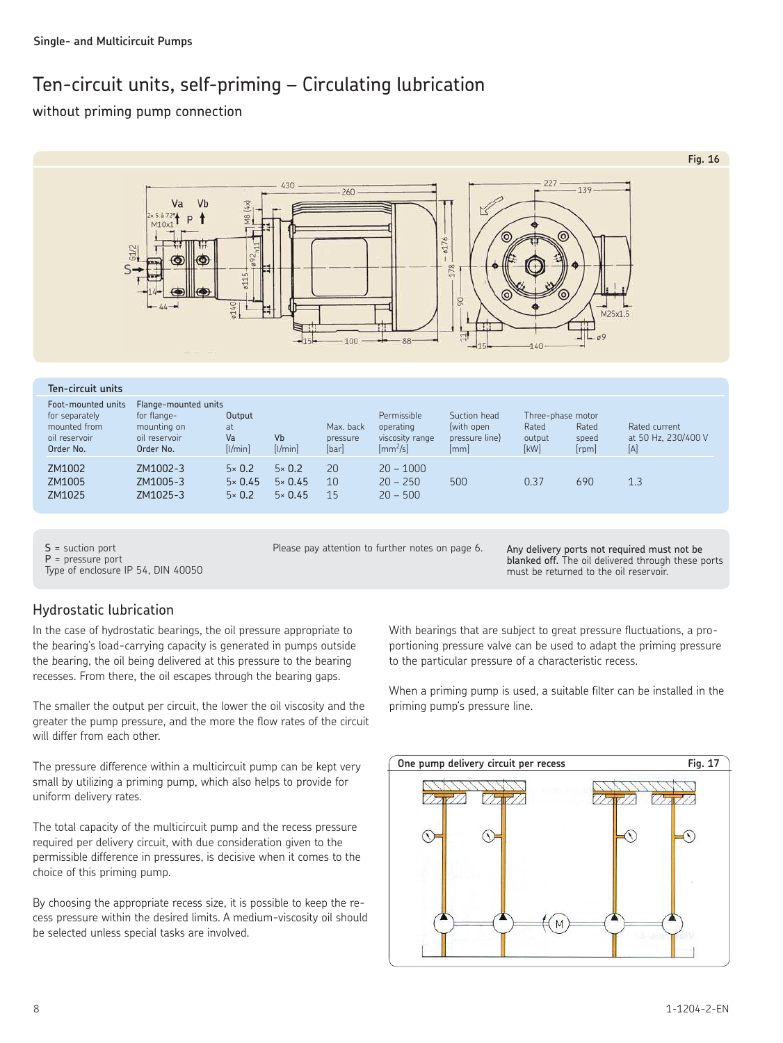## Ten-circuit units, self-priming – Circulating lubrication

without priming pump connection

Fig. 16

| Foot-mounted units for separately mounted from oil reservoir Order No. | Flange-mounted units for flange-mounting on oil reservoir Order No. | Output at Va [l/min] | Vb [l/min] | Max. back pressure [bar] | Permissible operating viscosity range [mm²/s] | Suction head (with open pressure line) [mm] | Three-phase motor Rated output [kW] | Rated speed [rpm] | Rated current at 50 Hz, 230/400 V [A] |
|---|---|---|---|---|---|---|---|---|---|
| ZM1002 | ZM1002-3 | 5× 0.2 | 5× 0.2 | 20 | 20 – 1000 | 500 | 0.37 | 690 | 1.3 |
| ZM1005 | ZM1005-3 | 5× 0.45 | 5× 0.45 | 10 | 20 – 250 | | | | |
| ZM1025 | ZM1025-3 | 5× 0.2 | 5× 0.45 | 15 | 20 – 500 | | | | |

S = suction port
P = pressure port
Type of enclosure IP 54, DIN 40050

Please pay attention to further notes on page 6.

**Any delivery ports not required must not be blanked off.** The oil delivered through these ports must be returned to the oil reservoir.

## Hydrostatic lubrication

In the case of hydrostatic bearings, the oil pressure appropriate to the bearing's load-carrying capacity is generated in pumps outside the bearing, the oil being delivered at this pressure to the bearing recesses. From there, the oil escapes through the bearing gaps.

The smaller the output per circuit, the lower the oil viscosity and the greater the pump pressure, and the more the flow rates of the circuit will differ from each other.

The pressure difference within a multicircuit pump can be kept very small by utilizing a priming pump, which also helps to provide for uniform delivery rates.

The total capacity of the multicircuit pump and the recess pressure required per delivery circuit, with due consideration given to the permissible difference in pressures, is decisive when it comes to the choice of this priming pump.

By choosing the appropriate recess size, it is possible to keep the recess pressure within the desired limits. A medium-viscosity oil should be selected unless special tasks are involved.

With bearings that are subject to great pressure fluctuations, a proportioning pressure valve can be used to adapt the priming pressure to the particular pressure of a characteristic recess.

When a priming pump is used, a suitable filter can be installed in the priming pump's pressure line.

One pump delivery circuit per recess

Fig. 17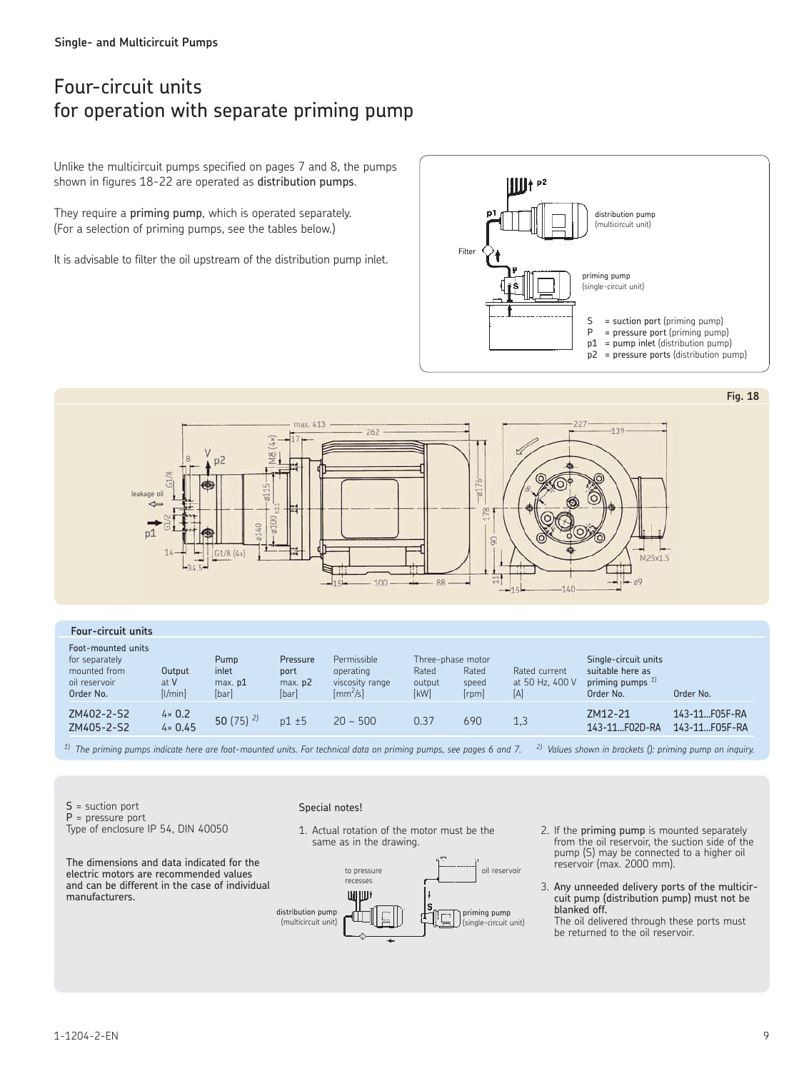# Four-circuit units for operation with separate priming pump

Unlike the multicircuit pumps specified on pages 7 and 8, the pumps shown in figures 18-22 are operated as distribution pumps.

They require a priming pump, which is operated separately. (For a selection of priming pumps, see the tables below.)

It is advisable to filter the oil upstream of the distribution pump inlet.

S = suction port (priming pump)
P = pressure port (priming pump)
p1 = pump inlet (distribution pump)
p2 = pressure ports (distribution pump)

Fig. 18

**Four-circuit units**

| Foot-mounted units for separately mounted from oil reservoir Order No. | Output at V [l/min] | Pump inlet max. p1 [bar] | Pressure port max. p2 [bar] | Permissible operating viscosity range [mm²/s] | Three-phase motor Rated output [kW] | Rated speed [rpm] | Rated current at 50 Hz, 400 V [A] | Single-circuit units suitable here as priming pumps [1] Order No. | Order No. |
|---|---|---|---|---|---|---|---|---|---|
| ZM402-2-S2 | 4× 0.2 | 50 (75) [2] | p1 ±5 | 20 – 500 | 0.37 | 690 | 1,3 | ZM12-21 | 143-11...F05F-RA |
| ZM405-2-S2 | 4× 0.45 | | | | | | | 143-11...F02D-RA | 143-11...F05F-RA |

[1] *The priming pumps indicate here are foot-mounted units. For technical data on priming pumps, see pages 6 and 7.* [2] *Values shown in brackets (): priming pump on inquiry.*

S = suction port
P = pressure port
Type of enclosure IP 54, DIN 40050

The dimensions and data indicated for the electric motors are recommended values and can be different in the case of individual manufacturers.

Special notes!

1. Actual rotation of the motor must be the same as in the drawing.
2. If the priming pump is mounted separately from the oil reservoir, the suction side of the pump (S) may be connected to a higher oil reservoir (max. 2000 mm).
3. Any unneeded delivery ports of the multicircuit pump (distribution pump) must not be blanked off.
   The oil delivered through these ports must be returned to the oil reservoir.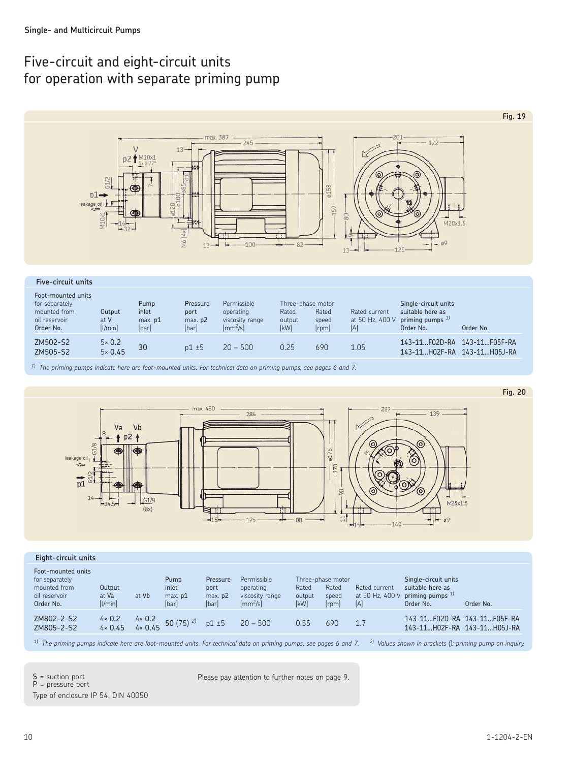## Single- and Multicircuit Pumps

# Five-circuit and eight-circuit units for operation with separate priming pump

Fig. 19

### Five-circuit units

| Foot-mounted units for separately mounted from oil reservoir Order No. | Output at V [l/min] | Pump inlet max. p1 [bar] | Pressure port max. p2 [bar] | Permissible operating viscosity range [mm²/s] | Three-phase motor Rated output [kW] | Rated speed [rpm] | Rated current at 50 Hz, 400 V [A] | Single-circuit units suitable here as priming pumps [1] Order No. | Order No. |
|---|---|---|---|---|---|---|---|---|---|
| ZM502-S2 | 5× 0.2 | 30 | p1 ±5 | 20 – 500 | 0.25 | 690 | 1.05 | 143-11...F02D-RA | 143-11...F05F-RA |
| ZM505-S2 | 5× 0.45 | | | | | | | 143-11...H02F-RA | 143-11...H05J-RA |

[1] *The priming pumps indicate here are foot-mounted units. For technical data on priming pumps, see pages 6 and 7.*

Fig. 20

### Eight-circuit units

| Foot-mounted units for separately mounted from oil reservoir Order No. | Output at Va [l/min] | at Vb | Pump inlet max. p1 [bar] | Pressure port max. p2 [bar] | Permissible operating viscosity range [mm²/s] | Three-phase motor Rated output [kW] | Rated speed [rpm] | Rated current at 50 Hz, 400 V [A] | Single-circuit units suitable here as priming pumps [1] Order No. | Order No. |
|---|---|---|---|---|---|---|---|---|---|---|
| ZM802-2-S2 | 4× 0.2 | 4× 0.2 | 50 (75) [2] | p1 ±5 | 20 – 500 | 0.55 | 690 | 1.7 | 143-11...F02D-RA | 143-11...F05F-RA |
| ZM805-2-S2 | 4× 0.45 | 4× 0.45 | | | | | | | 143-11...H02F-RA | 143-11...H05J-RA |

[1] *The priming pumps indicate here are foot-mounted units. For technical data on priming pumps, see pages 6 and 7.* [2] *Values shown in brackets (): priming pump on inquiry.*

S = suction port
P = pressure port
Type of enclosure IP 54, DIN 40050

Please pay attention to further notes on page 9.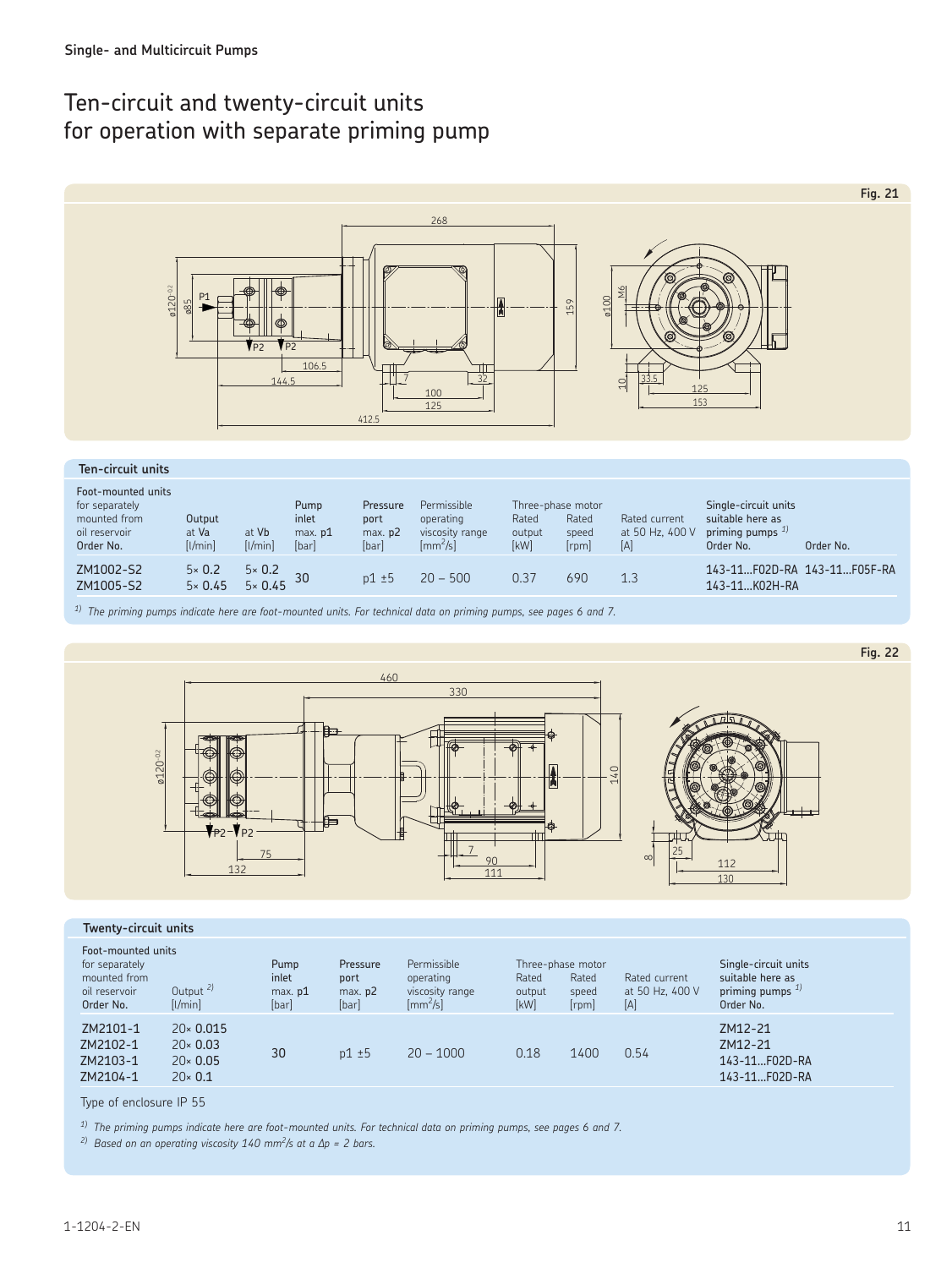Single- and Multicircuit Pumps

# Ten-circuit and twenty-circuit units for operation with separate priming pump

Fig. 21

## Ten-circuit units

| Foot-mounted units for separately mounted from oil reservoir Order No. | Output at Va [l/min] | at Vb [l/min] | Pump inlet max. p1 [bar] | Pressure port max. p2 [bar] | Permissible operating viscosity range [mm²/s] | Three-phase motor Rated output [kW] | Rated speed [rpm] | Rated current at 50 Hz, 400 V [A] | Single-circuit units suitable here as priming pumps [1] | Order No. |
|---|---|---|---|---|---|---|---|---|---|---|
| ZM1002-S2 | 5× 0.2 | 5× 0.2 | 30 | p1 ±5 | 20 – 500 | 0.37 | 690 | 1.3 | 143-11...F02D-RA | 143-11...F05F-RA |
| ZM1005-S2 | 5× 0.45 | 5× 0.45 | | | | | | | 143-11...K02H-RA | |

[1] *The priming pumps indicate here are foot-mounted units. For technical data on priming pumps, see pages 6 and 7.*

Fig. 22

## Twenty-circuit units

| Foot-mounted units for separately mounted from oil reservoir Order No. | Output [2] [l/min] | Pump inlet max. p1 [bar] | Pressure port max. p2 [bar] | Permissible operating viscosity range [mm²/s] | Three-phase motor Rated output [kW] | Rated speed [rpm] | Rated current at 50 Hz, 400 V [A] | Single-circuit units suitable here as priming pumps [1] Order No. |
|---|---|---|---|---|---|---|---|---|
| ZM2101-1 | 20× 0.015 | 30 | p1 ±5 | 20 – 1000 | 0.18 | 1400 | 0.54 | ZM12-21 |
| ZM2102-1 | 20× 0.03 | | | | | | | ZM12-21 |
| ZM2103-1 | 20× 0.05 | | | | | | | 143-11...F02D-RA |
| ZM2104-1 | 20× 0.1 | | | | | | | 143-11...F02D-RA |

Type of enclosure IP 55

[1] *The priming pumps indicate here are foot-mounted units. For technical data on priming pumps, see pages 6 and 7.*

[2] *Based on an operating viscosity 140 mm²/s at a $\Delta p$ = 2 bars.*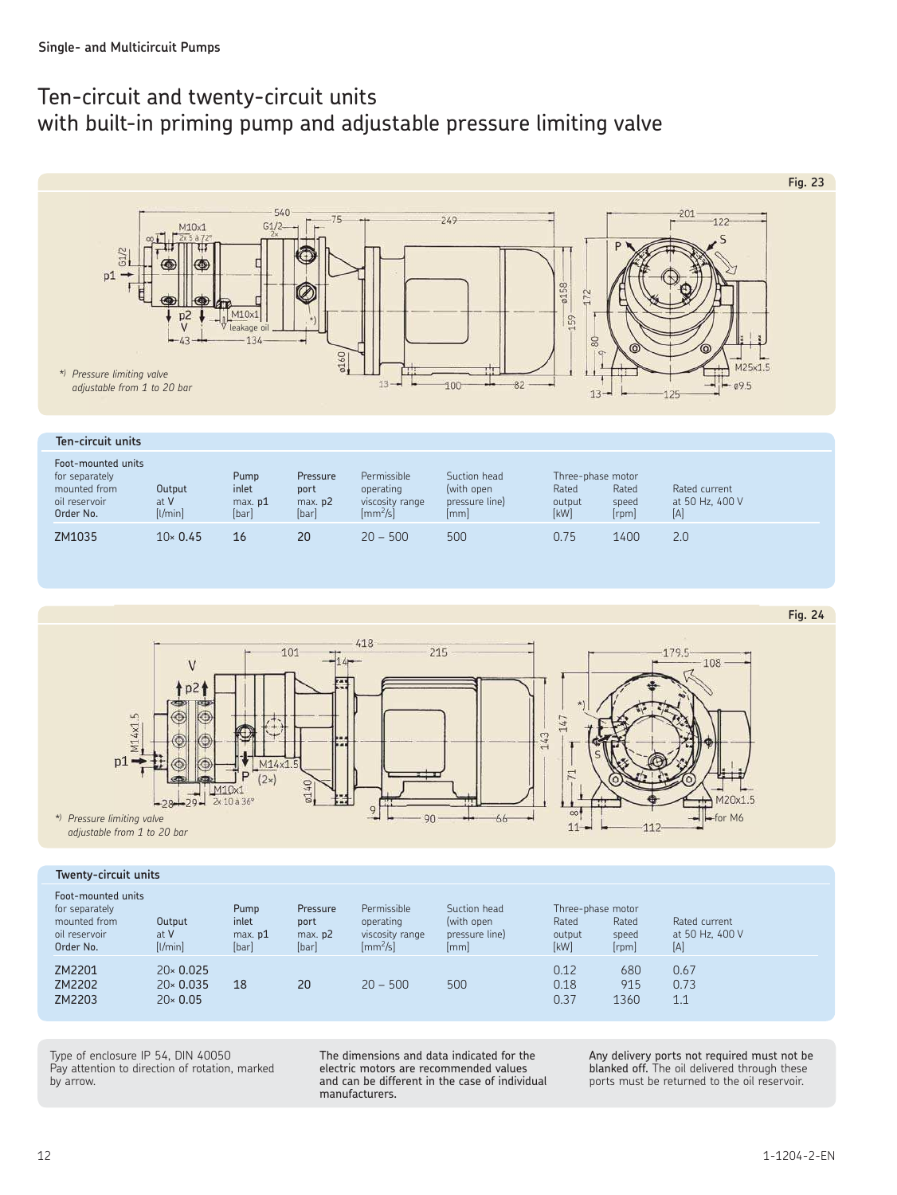Single- and Multicircuit Pumps

# Ten-circuit and twenty-circuit units with built-in priming pump and adjustable pressure limiting valve

Fig. 23

*) Pressure limiting valve adjustable from 1 to 20 bar

## Ten-circuit units

| Foot-mounted units for separately mounted from oil reservoir Order No. | Output at V [l/min] | Pump inlet max. p1 [bar] | Pressure port max. p2 [bar] | Permissible operating viscosity range [mm²/s] | Suction head (with open pressure line) [mm] | Three-phase motor Rated output [kW] | Rated speed [rpm] | Rated current at 50 Hz, 400 V [A] |
|---|---|---|---|---|---|---|---|---|
| ZM1035 | 10× 0.45 | 16 | 20 | 20 – 500 | 500 | 0.75 | 1400 | 2.0 |

Fig. 24

*) Pressure limiting valve adjustable from 1 to 20 bar

## Twenty-circuit units

| Foot-mounted units for separately mounted from oil reservoir Order No. | Output at V [l/min] | Pump inlet max. p1 [bar] | Pressure port max. p2 [bar] | Permissible operating viscosity range [mm²/s] | Suction head (with open pressure line) [mm] | Three-phase motor Rated output [kW] | Rated speed [rpm] | Rated current at 50 Hz, 400 V [A] |
|---|---|---|---|---|---|---|---|---|
| ZM2201 | 20× 0.025 | 18 | 20 | 20 – 500 | 500 | 0.12 | 680 | 0.67 |
| ZM2202 | 20× 0.035 | | | | | 0.18 | 915 | 0.73 |
| ZM2203 | 20× 0.05 | | | | | 0.37 | 1360 | 1.1 |

Type of enclosure IP 54, DIN 40050
Pay attention to direction of rotation, marked by arrow.

The dimensions and data indicated for the electric motors are recommended values and can be different in the case of individual manufacturers.

Any delivery ports not required must not be blanked off. The oil delivered through these ports must be returned to the oil reservoir.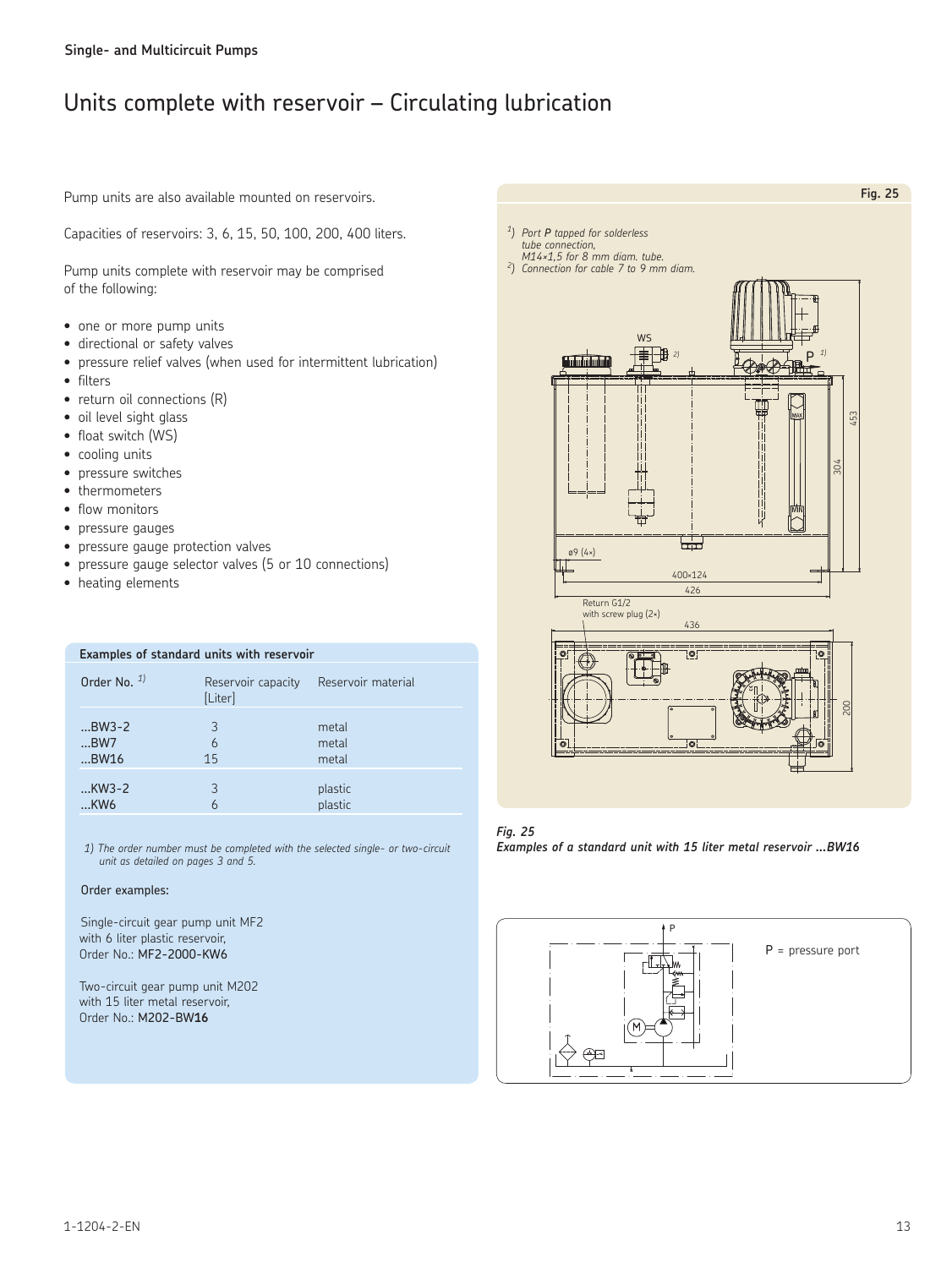# Units complete with reservoir – Circulating lubrication

Pump units are also available mounted on reservoirs.

Capacities of reservoirs: 3, 6, 15, 50, 100, 200, 400 liters.

Pump units complete with reservoir may be comprised of the following:

- one or more pump units
- directional or safety valves
- pressure relief valves (when used for intermittent lubrication)
- filters
- return oil connections (R)
- oil level sight glass
- float switch (WS)
- cooling units
- pressure switches
- thermometers
- flow monitors
- pressure gauges
- pressure gauge protection valves
- pressure gauge selector valves (5 or 10 connections)
- heating elements

**Examples of standard units with reservoir**

| Order No. [1] | Reservoir capacity [Liter] | Reservoir material |
|---|---|---|
| ...BW3-2 | 3 | metal |
| ...BW7 | 6 | metal |
| ...BW16 | 15 | metal |
| ...KW3-2 | 3 | plastic |
| ...KW6 | 6 | plastic |

*1) The order number must be completed with the selected single- or two-circuit unit as detailed on pages 3 and 5.*

**Order examples:**

Single-circuit gear pump unit MF2
with 6 liter plastic reservoir,
Order No.: **MF2-2000-KW6**

Two-circuit gear pump unit M202
with 15 liter metal reservoir,
Order No.: **M202-BW16**

**Fig. 25**

[1]) *Port* ***P*** *tapped for solderless tube connection, M14×1,5 for 8 mm diam. tube.*
[2]) *Connection for cable 7 to 9 mm diam.*

***Fig. 25***
***Examples of a standard unit with 15 liter metal reservoir ...BW16***

P = pressure port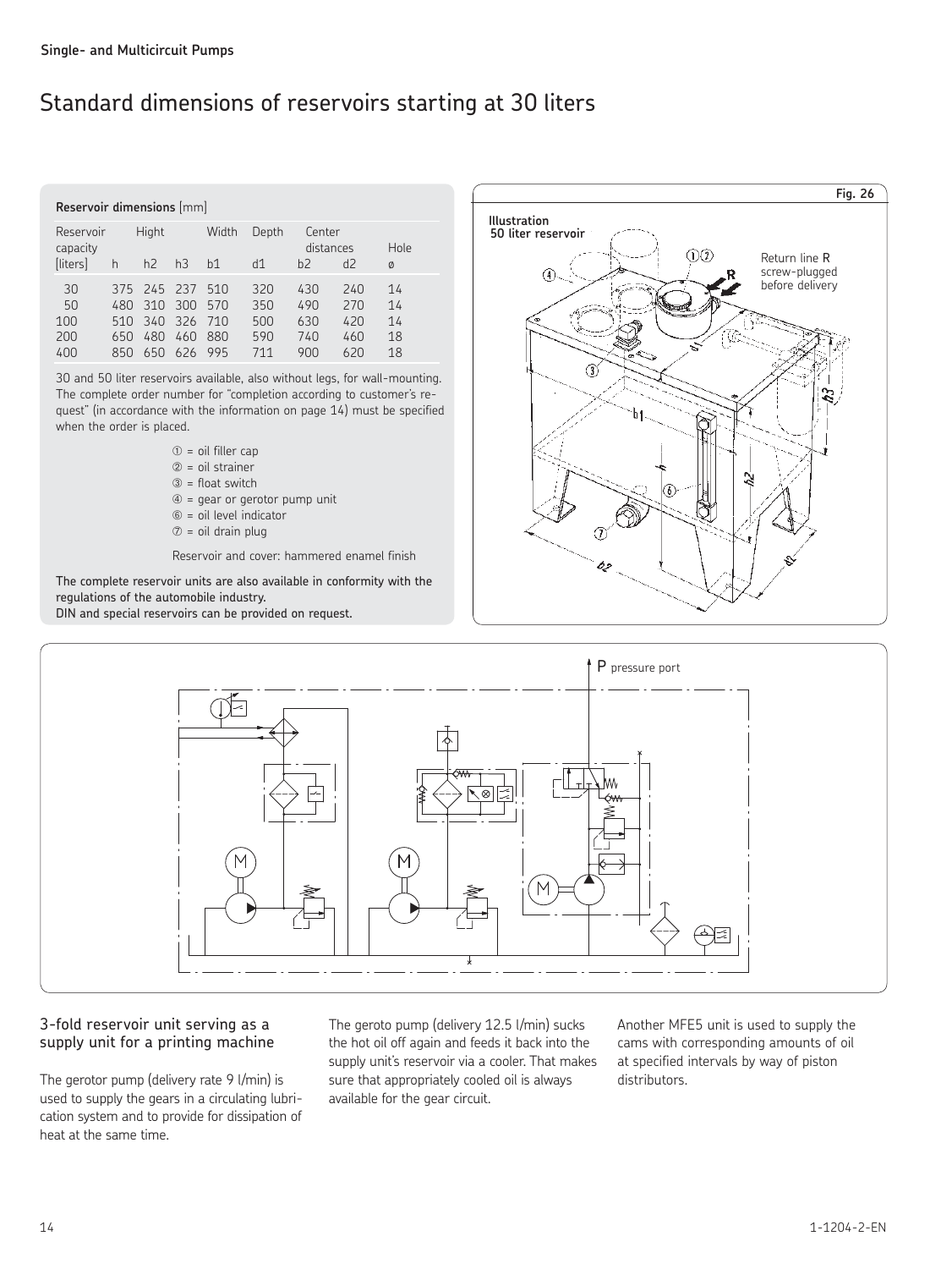# Standard dimensions of reservoirs starting at 30 liters

**Reservoir dimensions** [mm]

| Reservoir capacity [liters] | Hight h | h2 | h3 | Width b1 | Depth d1 | Center distances b2 | d2 | Hole ø |
|---|---|---|---|---|---|---|---|---|
| 30 | 375 | 245 | 237 | 510 | 320 | 430 | 240 | 14 |
| 50 | 480 | 310 | 300 | 570 | 350 | 490 | 270 | 14 |
| 100 | 510 | 340 | 326 | 710 | 500 | 630 | 420 | 14 |
| 200 | 650 | 480 | 460 | 880 | 590 | 740 | 460 | 18 |
| 400 | 850 | 650 | 626 | 995 | 711 | 900 | 620 | 18 |

30 and 50 liter reservoirs available, also without legs, for wall-mounting. The complete order number for "completion according to customer's request" (in accordance with the information on page 14) must be specified when the order is placed.

① = oil filler cap
② = oil strainer
③ = float switch
④ = gear or gerotor pump unit
⑥ = oil level indicator
⑦ = oil drain plug

Reservoir and cover: hammered enamel finish

**The complete reservoir units are also available in conformity with the regulations of the automobile industry.**
**DIN and special reservoirs can be provided on request.**

**Fig. 26**

**Illustration 50 liter reservoir**

Return line R screw-plugged before delivery

P pressure port

## 3-fold reservoir unit serving as a supply unit for a printing machine

The gerotor pump (delivery rate 9 l/min) is used to supply the gears in a circulating lubrication system and to provide for dissipation of heat at the same time.

The geroto pump (delivery 12.5 l/min) sucks the hot oil off again and feeds it back into the supply unit's reservoir via a cooler. That makes sure that appropriately cooled oil is always available for the gear circuit.

Another MFE5 unit is used to supply the cams with corresponding amounts of oil at specified intervals by way of piston distributors.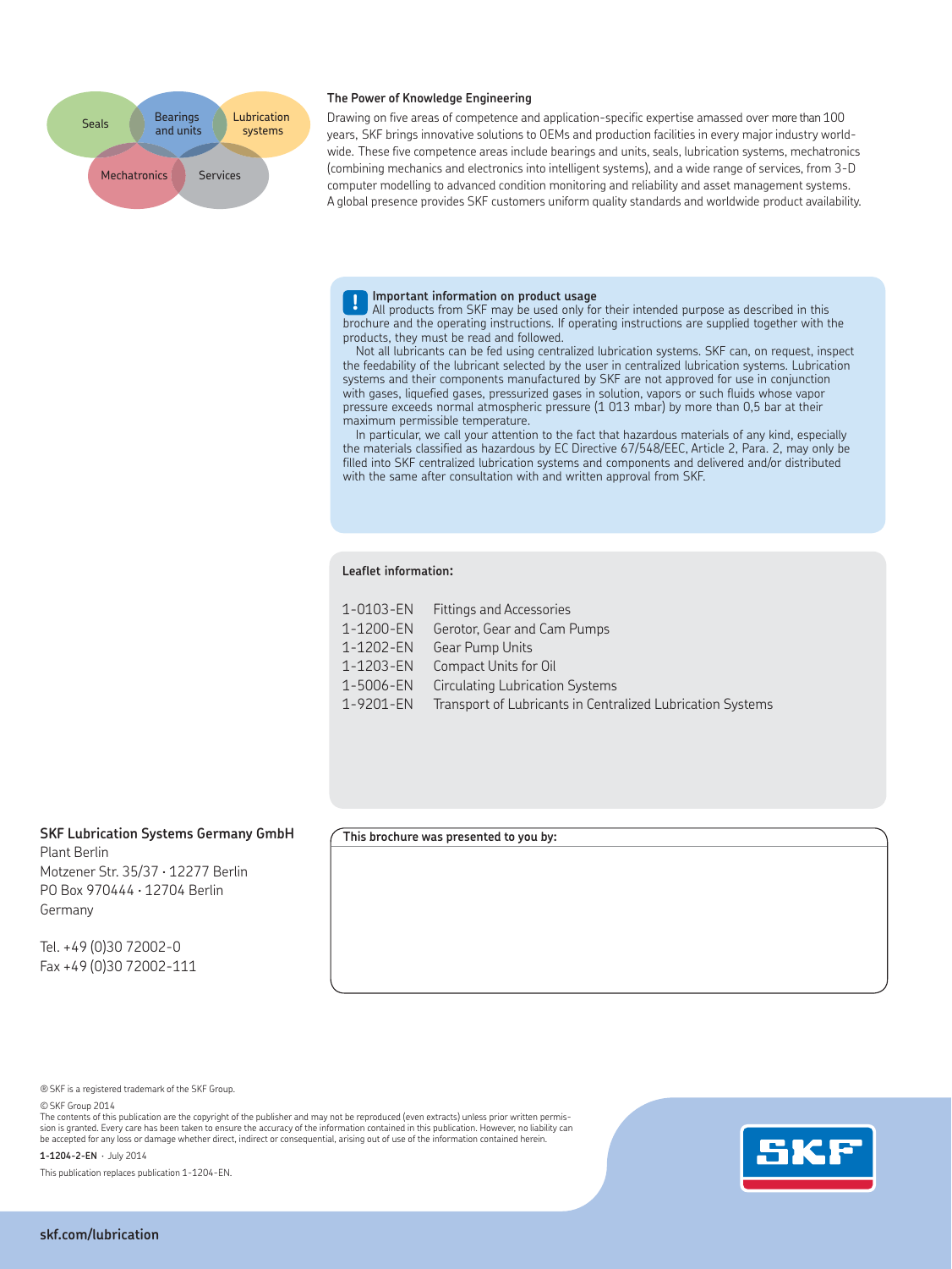Seals

Bearings and units

Lubrication systems

Mechatronics

Services

### The Power of Knowledge Engineering

Drawing on five areas of competence and application-specific expertise amassed over more than 100 years, SKF brings innovative solutions to OEMs and production facilities in every major industry world-wide. These five competence areas include bearings and units, seals, lubrication systems, mechatronics (combining mechanics and electronics into intelligent systems), and a wide range of services, from 3-D computer modelling to advanced condition monitoring and reliability and asset management systems. A global presence provides SKF customers uniform quality standards and worldwide product availability.

**Important information on product usage**

All products from SKF may be used only for their intended purpose as described in this brochure and the operating instructions. If operating instructions are supplied together with the products, they must be read and followed.

Not all lubricants can be fed using centralized lubrication systems. SKF can, on request, inspect the feedability of the lubricant selected by the user in centralized lubrication systems. Lubrication systems and their components manufactured by SKF are not approved for use in conjunction with gases, liquefied gases, pressurized gases in solution, vapors or such fluids whose vapor pressure exceeds normal atmospheric pressure (1 013 mbar) by more than 0,5 bar at their maximum permissible temperature.

In particular, we call your attention to the fact that hazardous materials of any kind, especially the materials classified as hazardous by EC Directive 67/548/EEC, Article 2, Para. 2, may only be filled into SKF centralized lubrication systems and components and delivered and/or distributed with the same after consultation with and written approval from SKF.

**Leaflet information:**

| | |
|---|---|
| 1-0103-EN | Fittings and Accessories |
| 1-1200-EN | Gerotor, Gear and Cam Pumps |
| 1-1202-EN | Gear Pump Units |
| 1-1203-EN | Compact Units for Oil |
| 1-5006-EN | Circulating Lubrication Systems |
| 1-9201-EN | Transport of Lubricants in Centralized Lubrication Systems |

**SKF Lubrication Systems Germany GmbH**
Plant Berlin
Motzener Str. 35/37 · 12277 Berlin
PO Box 970444 · 12704 Berlin
Germany

Tel. +49 (0)30 72002-0
Fax +49 (0)30 72002-111

**This brochure was presented to you by:**

® SKF is a registered trademark of the SKF Group.

© SKF Group 2014
The contents of this publication are the copyright of the publisher and may not be reproduced (even extracts) unless prior written permission is granted. Every care has been taken to ensure the accuracy of the information contained in this publication. However, no liability can be accepted for any loss or damage whether direct, indirect or consequential, arising out of use of the information contained herein.

**1-1204-2-EN** · July 2014

This publication replaces publication 1-1204-EN.

**skf.com/lubrication**